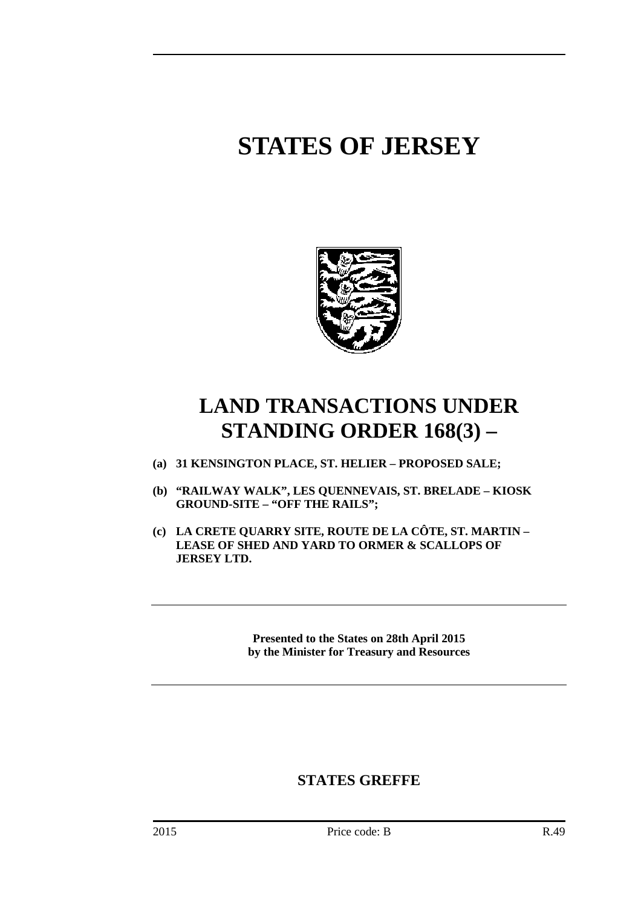# STATES OF JERSEY

# LAND TRANSACTIONS UNDER STANDING ORDER 168(3) –

**(a) 31 KENSINGTON PLACE, ST. HELIER – PROPOSED SALE;**

**(b) "RAILWAY WALK", LES QUENNEVAIS, ST. BRELADE – KIOSK GROUND-SITE – "OFF THE RAILS";**

**(c) LA CRETE QUARRY SITE, ROUTE DE LA CÔTE, ST. MARTIN – LEASE OF SHED AND YARD TO ORMER & SCALLOPS OF JERSEY LTD.**

---

**Presented to the States on 28th April 2015 by the Minister for Treasury and Resources**

---

## STATES GREFFE

2015 Price code: B R.49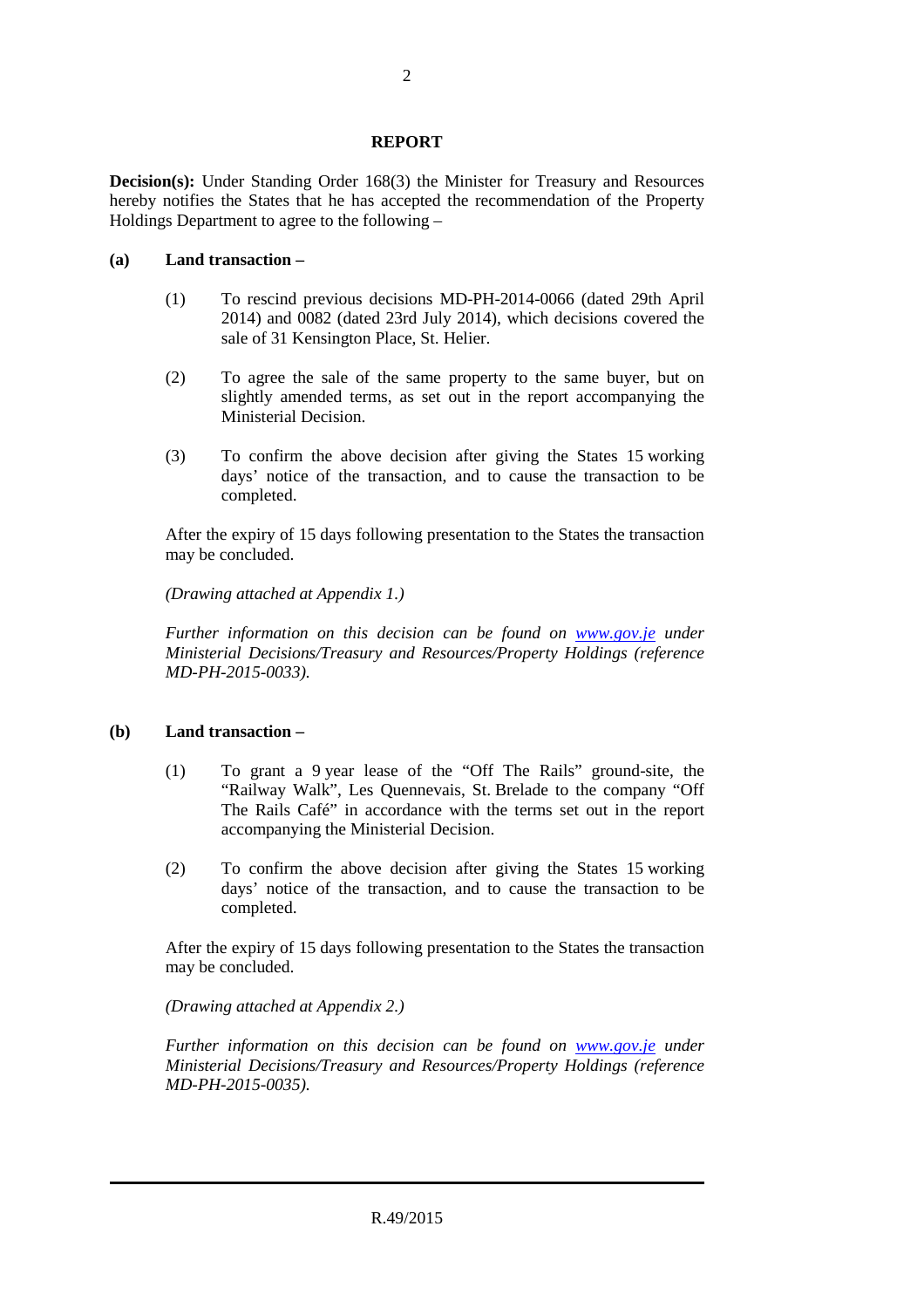## REPORT

**Decision(s):** Under Standing Order 168(3) the Minister for Treasury and Resources hereby notifies the States that he has accepted the recommendation of the Property Holdings Department to agree to the following –

**(a) Land transaction –**

(1) To rescind previous decisions MD-PH-2014-0066 (dated 29th April 2014) and 0082 (dated 23rd July 2014), which decisions covered the sale of 31 Kensington Place, St. Helier.

(2) To agree the sale of the same property to the same buyer, but on slightly amended terms, as set out in the report accompanying the Ministerial Decision.

(3) To confirm the above decision after giving the States 15 working days' notice of the transaction, and to cause the transaction to be completed.

After the expiry of 15 days following presentation to the States the transaction may be concluded.

*(Drawing attached at Appendix 1.)*

*Further information on this decision can be found on [www.gov.je](http://www.gov.je) under Ministerial Decisions/Treasury and Resources/Property Holdings (reference MD-PH-2015-0033).*

**(b) Land transaction –**

(1) To grant a 9 year lease of the "Off The Rails" ground-site, the "Railway Walk", Les Quennevais, St. Brelade to the company "Off The Rails Café" in accordance with the terms set out in the report accompanying the Ministerial Decision.

(2) To confirm the above decision after giving the States 15 working days' notice of the transaction, and to cause the transaction to be completed.

After the expiry of 15 days following presentation to the States the transaction may be concluded.

*(Drawing attached at Appendix 2.)*

*Further information on this decision can be found on [www.gov.je](http://www.gov.je) under Ministerial Decisions/Treasury and Resources/Property Holdings (reference MD-PH-2015-0035).*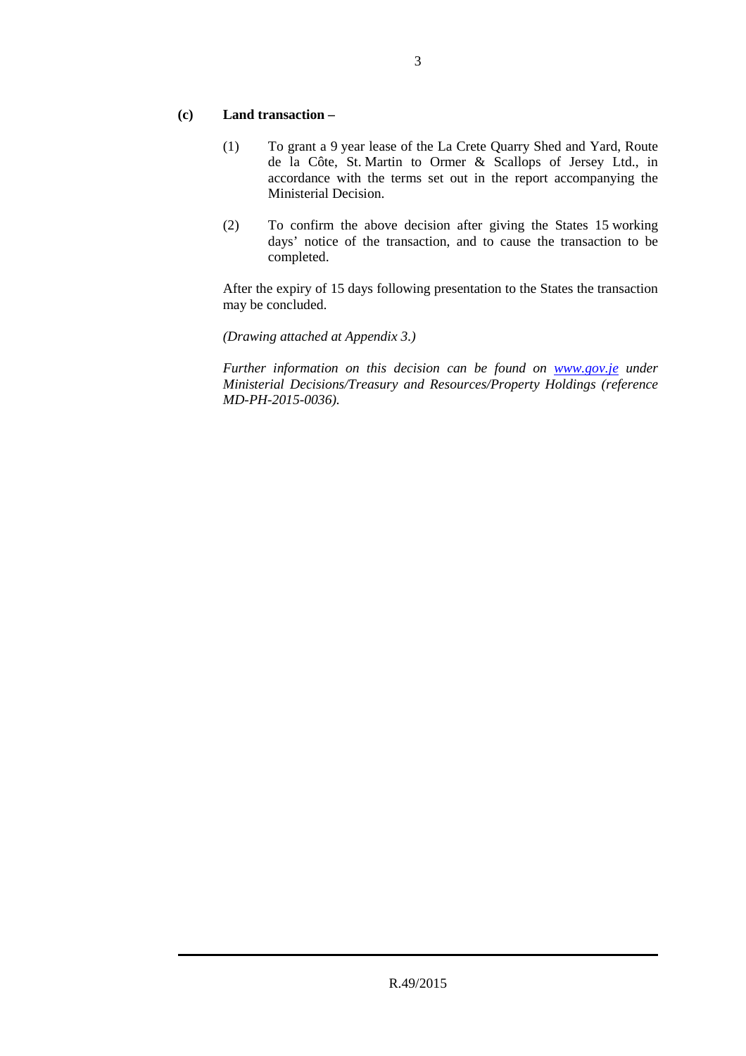**(c) Land transaction –**

(1) To grant a 9 year lease of the La Crete Quarry Shed and Yard, Route de la Côte, St. Martin to Ormer & Scallops of Jersey Ltd., in accordance with the terms set out in the report accompanying the Ministerial Decision.

(2) To confirm the above decision after giving the States 15 working days' notice of the transaction, and to cause the transaction to be completed.

After the expiry of 15 days following presentation to the States the transaction may be concluded.

*(Drawing attached at Appendix 3.)*

*Further information on this decision can be found on [www.gov.je](http://www.gov.je) under Ministerial Decisions/Treasury and Resources/Property Holdings (reference MD-PH-2015-0036).*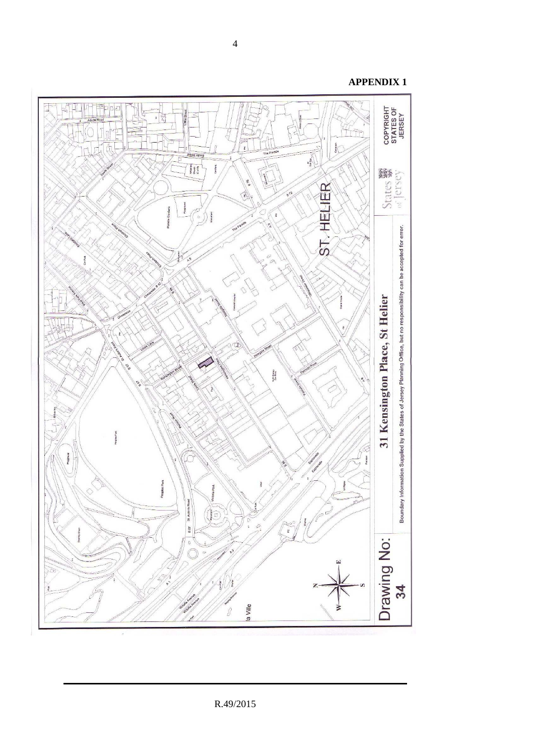**APPENDIX 1**

Drawing No: 34

31 Kensington Place, St Helier

Boundary Information Supplied by the States of Jersey Planning Office, but no responsibility can be accepted for error.

COPYRIGHT STATES OF JERSEY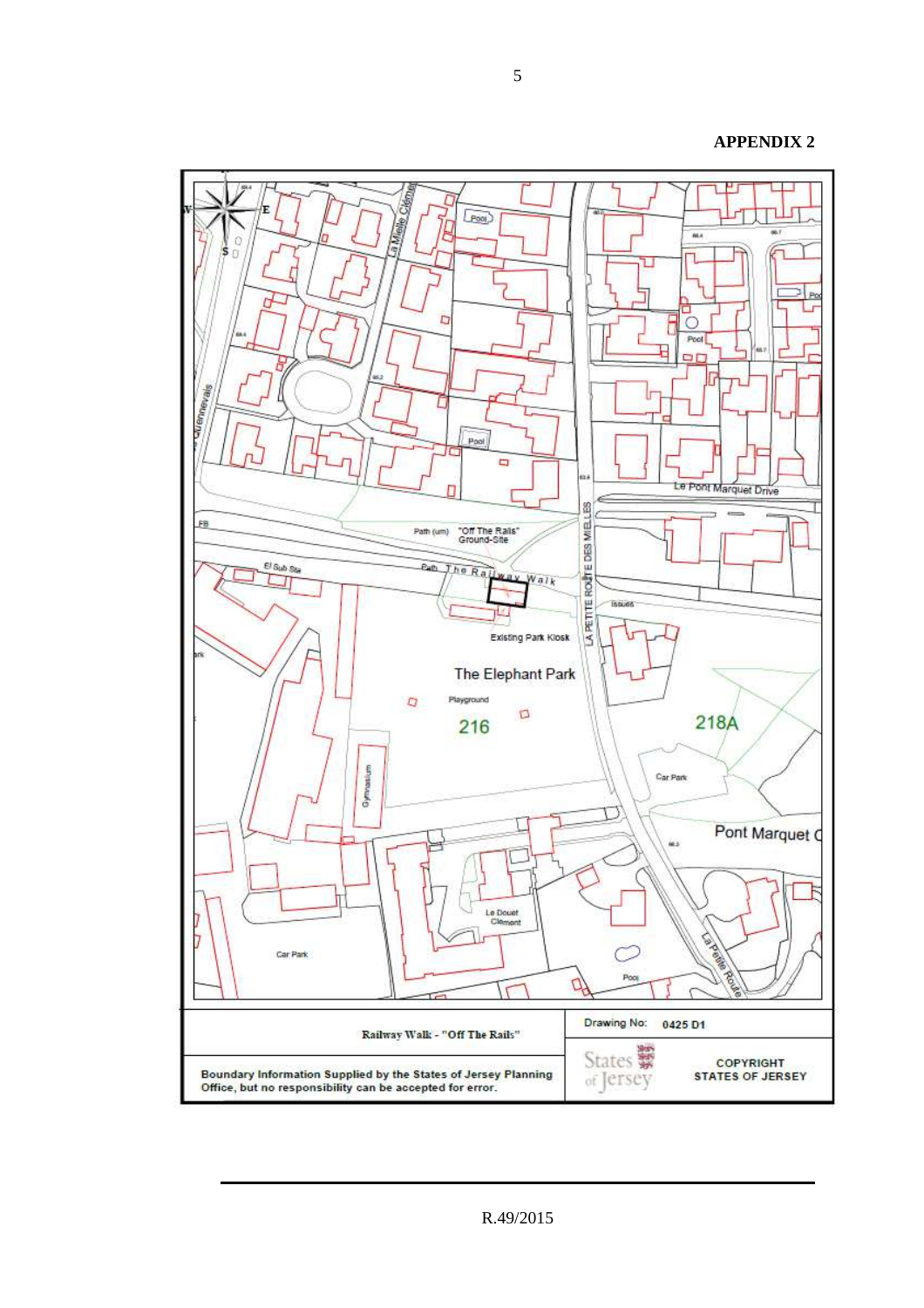**APPENDIX 2**

Railway Walk - "Off The Rails"

Drawing No: 0425 D1

Boundary Information Supplied by the States of Jersey Planning Office, but no responsibility can be accepted for error.

COPYRIGHT STATES OF JERSEY

R.49/2015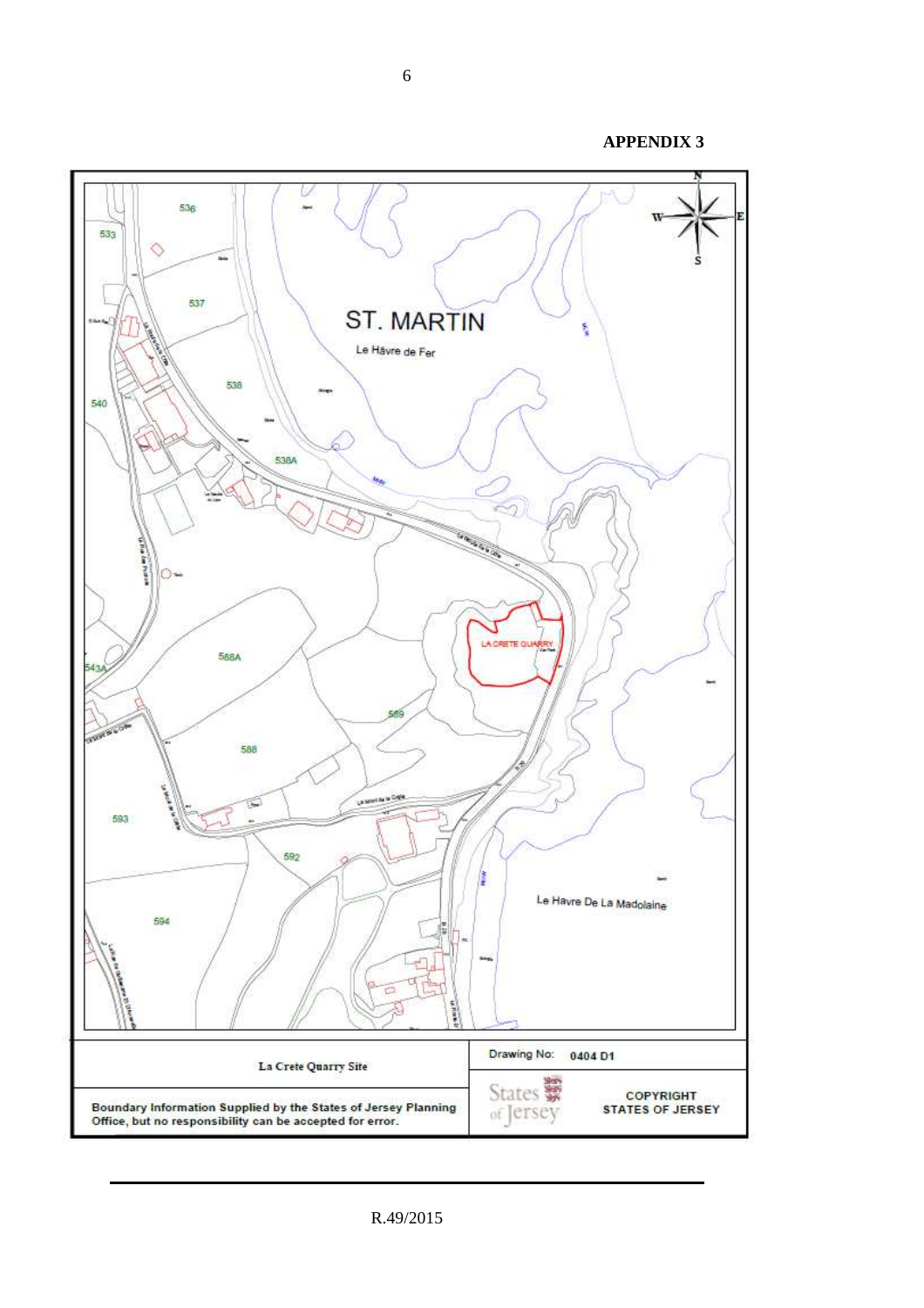**APPENDIX 3**

N

W E

S

536

533

537

ST. MARTIN

Le Hâvre de Fer

538

540

538A

LA CRETE QUARRY

588A

543A

589

588

593

592

594

Le Havre De La Madolaine

La Crete Quarry Site

Drawing No: 0404 D1

Boundary Information Supplied by the States of Jersey Planning Office, but no responsibility can be accepted for error.

States of Jersey

COPYRIGHT STATES OF JERSEY

R.49/2015